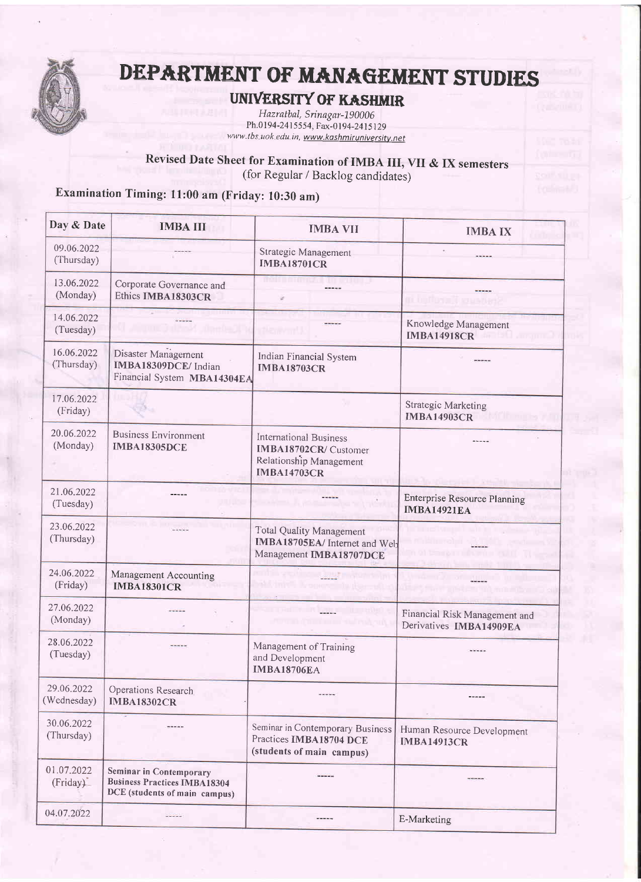# DEPARTMENT OF MANAGEMENT STUDIES

## UNIVERSITY OF KASHMIR

*Hazratbal, Srinagar-190006*

Ph.0194-2415554, Fax-0194-2415129

*www.tbs.uok.edu.in, www.kashmiruniversity.net*

### Revised Date Sheet for Examination of IMBA III, VII & IX semesters

(for Regular / Backlog candidates)

### Examination Timing: 11:00 am (Friday: 10:30 am)

| Day & Date | IMBA III | IMBA VII | IMBA IX |
|---|---|---|---|
| 09.06.2022 (Thursday) | ----- | Strategic Management **IMBA18701CR** | ----- |
| 13.06.2022 (Monday) | Corporate Governance and Ethics **IMBA18303CR** | ----- | ----- |
| 14.06.2022 (Tuesday) | ----- | ----- | Knowledge Management **IMBA14918CR** |
| 16.06.2022 (Thursday) | Disaster Management **IMBA18309DCE/** Indian Financial System **MBA14304EA** | Indian Financial System **IMBA18703CR** | ----- |
| 17.06.2022 (Friday) | | | Strategic Marketing **IMBA14903CR** |
| 20.06.2022 (Monday) | Business Environment **IMBA18305DCE** | International Business **IMBA18702CR/** Customer Relationship Management **IMBA14703CR** | ----- |
| 21.06.2022 (Tuesday) | ----- | ----- | Enterprise Resource Planning **IMBA14921EA** |
| 23.06.2022 (Thursday) | ----- | Total Quality Management **IMBA18705EA/** Internet and Web Management **IMBA18707DCE** | ----- |
| 24.06.2022 (Friday) | Management Accounting **IMBA18301CR** | ----- | ----- |
| 27.06.2022 (Monday) | ----- | ----- | Financial Risk Management and Derivatives **IMBA14909EA** |
| 28.06.2022 (Tuesday) | ----- | Management of Training and Development **IMBA18706EA** | ----- |
| 29.06.2022 (Wednesday) | Operations Research **IMBA18302CR** | ----- | ----- |
| 30.06.2022 (Thursday) | ----- | Seminar in Contemporary Business Practices **IMBA18704 DCE (students of main campus)** | Human Resource Development **IMBA14913CR** |
| 01.07.2022 (Friday) | **Seminar in Contemporary Business Practices IMBA18304 DCE (students of main campus)** | ----- | ----- |
| 04.07.2022 | ----- | ----- | E-Marketing |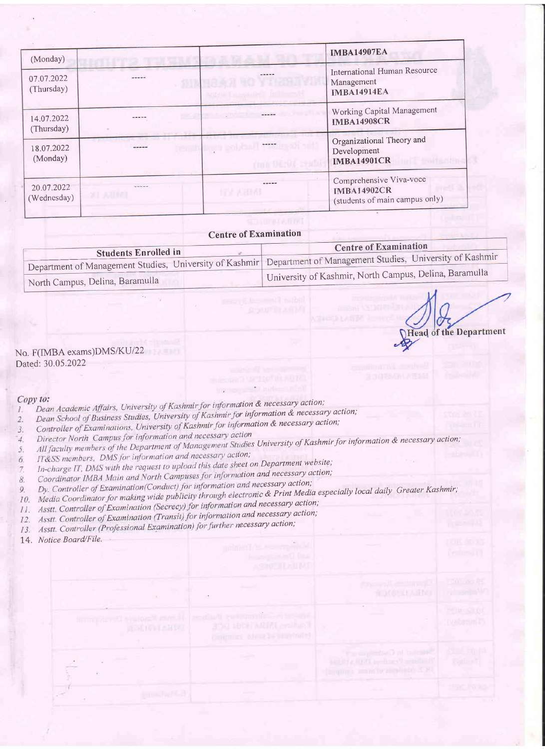| | | | |
|---|---|---|---|
| (Monday) | | | IMBA14907EA |
| 07.07.2022 (Thursday) | ----- | ----- | International Human Resource Management **IMBA14914EA** |
| 14.07.2022 (Thursday) | ----- | ----- | Working Capital Management **IMBA14908CR** |
| 18.07.2022 (Monday) | ----- | ----- | Organizational Theory and Development **IMBA14901CR** |
| 20.07.2022 (Wednesday) | ----- | ----- | Comprehensive Viva-voce **IMBA14902CR** (students of main campus only) |

**Centre of Examination**

| Students Enrolled in | Centre of Examination |
|---|---|
| Department of Management Studies, University of Kashmir | Department of Management Studies, University of Kashmir |
| North Campus, Delina, Baramulla | University of Kashmir, North Campus, Delina, Baramulla |

**Head of the Department**

No. F(IMBA exams)DMS/KU/22
Dated: 30.05.2022

*Copy to:*

1. *Dean Academic Affairs, University of Kashmir for information & necessary action;*
2. *Dean School of Business Studies, University of Kashmir for information & necessary action;*
3. *Controller of Examinations, University of Kashmir for information & necessary action;*
4. *Director North Campus for information and necessary action*
5. *All faculty members of the Department of Management Studies University of Kashmir for information & necessary action;*
6. *IT&SS members, DMS for information and necessary action;*
7. *In-charge IT, DMS with the request to upload this date sheet on Department website;*
8. *Coordinator IMBA Main and North Campuses for information and necessary action;*
9. *Dy. Controller of Examination(Conduct) for information and necessary action;*
10. *Media Coordinator for making wide publicity through electronic & Print Media especially local daily Greater Kashmir;*
11. *Asstt. Controller of Examination (Secrecy) for information and necessary action;*
12. *Asstt. Controller of Examination (Transit) for information and necessary action;*
13. *Asstt. Controller (Professional Examination) for further necessary action;*
14. *Notice Board/File.*